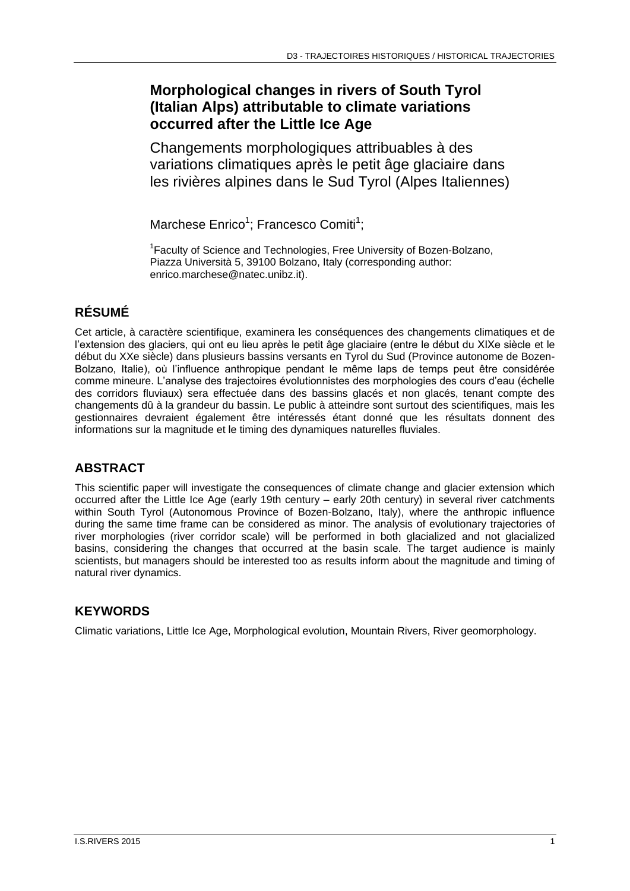# Morphological changes in rivers of South Tyrol (Italian Alps) attributable to climate variations occurred after the Little Ice Age

Changements morphologiques attribuables à des variations climatiques après le petit âge glaciaire dans les rivières alpines dans le Sud Tyrol (Alpes Italiennes)

Marchese Enrico[1]; Francesco Comiti[1];

[1]Faculty of Science and Technologies, Free University of Bozen-Bolzano, Piazza Università 5, 39100 Bolzano, Italy (corresponding author: enrico.marchese@natec.unibz.it).

## RÉSUMÉ

Cet article, à caractère scientifique, examinera les conséquences des changements climatiques et de l'extension des glaciers, qui ont eu lieu après le petit âge glaciaire (entre le début du XIXe siècle et le début du XXe siècle) dans plusieurs bassins versants en Tyrol du Sud (Province autonome de Bozen-Bolzano, Italie), où l'influence anthropique pendant le même laps de temps peut être considérée comme mineure. L'analyse des trajectoires évolutionnistes des morphologies des cours d'eau (échelle des corridors fluviaux) sera effectuée dans des bassins glacés et non glacés, tenant compte des changements dû à la grandeur du bassin. Le public à atteindre sont surtout des scientifiques, mais les gestionnaires devraient également être intéressés étant donné que les résultats donnent des informations sur la magnitude et le timing des dynamiques naturelles fluviales.

## ABSTRACT

This scientific paper will investigate the consequences of climate change and glacier extension which occurred after the Little Ice Age (early 19th century – early 20th century) in several river catchments within South Tyrol (Autonomous Province of Bozen-Bolzano, Italy), where the anthropic influence during the same time frame can be considered as minor. The analysis of evolutionary trajectories of river morphologies (river corridor scale) will be performed in both glacialized and not glacialized basins, considering the changes that occurred at the basin scale. The target audience is mainly scientists, but managers should be interested too as results inform about the magnitude and timing of natural river dynamics.

## KEYWORDS

Climatic variations, Little Ice Age, Morphological evolution, Mountain Rivers, River geomorphology.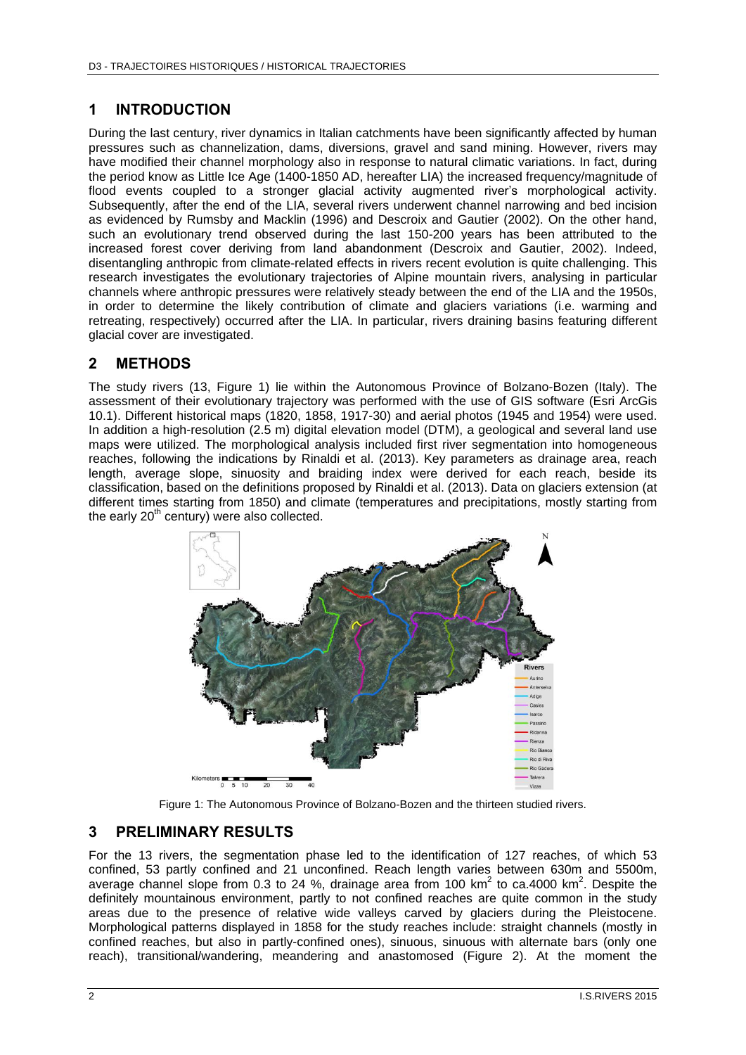## 1 INTRODUCTION

During the last century, river dynamics in Italian catchments have been significantly affected by human pressures such as channelization, dams, diversions, gravel and sand mining. However, rivers may have modified their channel morphology also in response to natural climatic variations. In fact, during the period know as Little Ice Age (1400-1850 AD, hereafter LIA) the increased frequency/magnitude of flood events coupled to a stronger glacial activity augmented river's morphological activity. Subsequently, after the end of the LIA, several rivers underwent channel narrowing and bed incision as evidenced by Rumsby and Macklin (1996) and Descroix and Gautier (2002). On the other hand, such an evolutionary trend observed during the last 150-200 years has been attributed to the increased forest cover deriving from land abandonment (Descroix and Gautier, 2002). Indeed, disentangling anthropic from climate-related effects in rivers recent evolution is quite challenging. This research investigates the evolutionary trajectories of Alpine mountain rivers, analysing in particular channels where anthropic pressures were relatively steady between the end of the LIA and the 1950s, in order to determine the likely contribution of climate and glaciers variations (i.e. warming and retreating, respectively) occurred after the LIA. In particular, rivers draining basins featuring different glacial cover are investigated.

## 2 METHODS

The study rivers (13, Figure 1) lie within the Autonomous Province of Bolzano-Bozen (Italy). The assessment of their evolutionary trajectory was performed with the use of GIS software (Esri ArcGis 10.1). Different historical maps (1820, 1858, 1917-30) and aerial photos (1945 and 1954) were used. In addition a high-resolution (2.5 m) digital elevation model (DTM), a geological and several land use maps were utilized. The morphological analysis included first river segmentation into homogeneous reaches, following the indications by Rinaldi et al. (2013). Key parameters as drainage area, reach length, average slope, sinuosity and braiding index were derived for each reach, beside its classification, based on the definitions proposed by Rinaldi et al. (2013). Data on glaciers extension (at different times starting from 1850) and climate (temperatures and precipitations, mostly starting from the early 20[th] century) were also collected.

Figure 1: The Autonomous Province of Bolzano-Bozen and the thirteen studied rivers.

## 3 PRELIMINARY RESULTS

For the 13 rivers, the segmentation phase led to the identification of 127 reaches, of which 53 confined, 53 partly confined and 21 unconfined. Reach length varies between 630m and 5500m, average channel slope from 0.3 to 24 %, drainage area from 100 km$^2$ to ca.4000 km$^2$. Despite the definitely mountainous environment, partly to not confined reaches are quite common in the study areas due to the presence of relative wide valleys carved by glaciers during the Pleistocene. Morphological patterns displayed in 1858 for the study reaches include: straight channels (mostly in confined reaches, but also in partly-confined ones), sinuous, sinuous with alternate bars (only one reach), transitional/wandering, meandering and anastomosed (Figure 2). At the moment the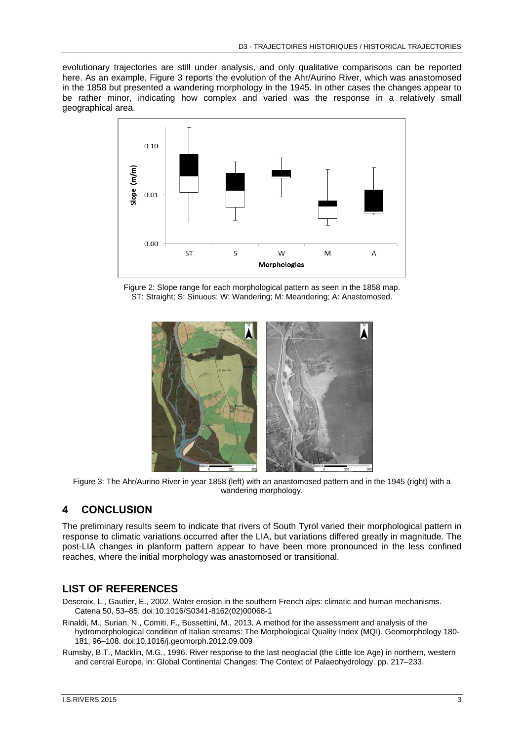evolutionary trajectories are still under analysis, and only qualitative comparisons can be reported here. As an example, Figure 3 reports the evolution of the Ahr/Aurino River, which was anastomosed in the 1858 but presented a wandering morphology in the 1945. In other cases the changes appear to be rather minor, indicating how complex and varied was the response in a relatively small geographical area.

0.10
0.01
0.00
Slope (m/m)
ST
S
W
M
A
Morphologies

Figure 2: Slope range for each morphological pattern as seen in the 1858 map. ST: Straight; S: Sinuous; W: Wandering; M: Meandering; A: Anastomosed.

Figure 3: The Ahr/Aurino River in year 1858 (left) with an anastomosed pattern and in the 1945 (right) with a wandering morphology.

## 4 CONCLUSION

The preliminary results seem to indicate that rivers of South Tyrol varied their morphological pattern in response to climatic variations occurred after the LIA, but variations differed greatly in magnitude. The post-LIA changes in planform pattern appear to have been more pronounced in the less confined reaches, where the initial morphology was anastomosed or transitional.

## LIST OF REFERENCES

Descroix, L., Gautier, E., 2002. Water erosion in the southern French alps: climatic and human mechanisms. Catena 50, 53–85. doi:10.1016/S0341-8162(02)00068-1

Rinaldi, M., Surian, N., Comiti, F., Bussettini, M., 2013. A method for the assessment and analysis of the hydromorphological condition of Italian streams: The Morphological Quality Index (MQI). Geomorphology 180-181, 96–108. doi:10.1016/j.geomorph.2012.09.009

Rumsby, B.T., Macklin, M.G., 1996. River response to the last neoglacial (the Little Ice Age) in northern, western and central Europe, in: Global Continental Changes: The Context of Palaeohydrology. pp. 217–233.